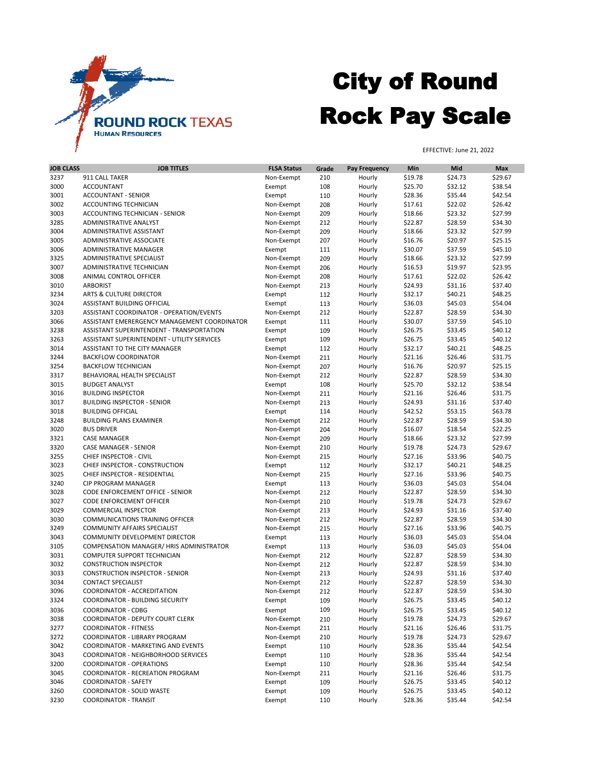ROUND ROCK TEXAS
HUMAN RESOURCES

# City of Round Rock Pay Scale

EFFECTIVE: June 21, 2022

| JOB CLASS | JOB TITLES | FLSA Status | Grade | Pay Frequency | Min | Mid | Max |
|---|---|---|---|---|---|---|---|
| 3237 | 911 CALL TAKER | Non-Exempt | 210 | Hourly | $19.78 | $24.73 | $29.67 |
| 3000 | ACCOUNTANT | Exempt | 108 | Hourly | $25.70 | $32.12 | $38.54 |
| 3001 | ACCOUNTANT - SENIOR | Exempt | 110 | Hourly | $28.36 | $35.44 | $42.54 |
| 3002 | ACCOUNTING TECHNICIAN | Non-Exempt | 208 | Hourly | $17.61 | $22.02 | $26.42 |
| 3003 | ACCOUNTING TECHNICIAN - SENIOR | Non-Exempt | 209 | Hourly | $18.66 | $23.32 | $27.99 |
| 3285 | ADMINISTRATIVE ANALYST | Non-Exempt | 212 | Hourly | $22.87 | $28.59 | $34.30 |
| 3004 | ADMINISTRATIVE ASSISTANT | Non-Exempt | 209 | Hourly | $18.66 | $23.32 | $27.99 |
| 3005 | ADMINISTRATIVE ASSOCIATE | Non-Exempt | 207 | Hourly | $16.76 | $20.97 | $25.15 |
| 3006 | ADMINISTRATIVE MANAGER | Exempt | 111 | Hourly | $30.07 | $37.59 | $45.10 |
| 3325 | ADMINISTRATIVE SPECIALIST | Non-Exempt | 209 | Hourly | $18.66 | $23.32 | $27.99 |
| 3007 | ADMINISTRATIVE TECHNICIAN | Non-Exempt | 206 | Hourly | $16.53 | $19.97 | $23.95 |
| 3008 | ANIMAL CONTROL OFFICER | Non-Exempt | 208 | Hourly | $17.61 | $22.02 | $26.42 |
| 3010 | ARBORIST | Non-Exempt | 213 | Hourly | $24.93 | $31.16 | $37.40 |
| 3234 | ARTS & CULTURE DIRECTOR | Exempt | 112 | Hourly | $32.17 | $40.21 | $48.25 |
| 3024 | ASSISTANT BUILDING OFFICIAL | Exempt | 113 | Hourly | $36.03 | $45.03 | $54.04 |
| 3203 | ASSISTANT COORDINATOR - OPERATION/EVENTS | Non-Exempt | 212 | Hourly | $22.87 | $28.59 | $34.30 |
| 3066 | ASSISTANT EMERERGENCY MANAGEMENT COORDINATOR | Exempt | 111 | Hourly | $30.07 | $37.59 | $45.10 |
| 3238 | ASSISTANT SUPERINTENDENT - TRANSPORTATION | Exempt | 109 | Hourly | $26.75 | $33.45 | $40.12 |
| 3263 | ASSISTANT SUPERINTENDENT - UTILITY SERVICES | Exempt | 109 | Hourly | $26.75 | $33.45 | $40.12 |
| 3014 | ASSISTANT TO THE CITY MANAGER | Exempt | 112 | Hourly | $32.17 | $40.21 | $48.25 |
| 3244 | BACKFLOW COORDINATOR | Non-Exempt | 211 | Hourly | $21.16 | $26.46 | $31.75 |
| 3254 | BACKFLOW TECHNICIAN | Non-Exempt | 207 | Hourly | $16.76 | $20.97 | $25.15 |
| 3317 | BEHAVIORAL HEALTH SPECIALIST | Non-Exempt | 212 | Hourly | $22.87 | $28.59 | $34.30 |
| 3015 | BUDGET ANALYST | Exempt | 108 | Hourly | $25.70 | $32.12 | $38.54 |
| 3016 | BUILDING INSPECTOR | Non-Exempt | 211 | Hourly | $21.16 | $26.46 | $31.75 |
| 3017 | BUILDING INSPECTOR - SENIOR | Non-Exempt | 213 | Hourly | $24.93 | $31.16 | $37.40 |
| 3018 | BUILDING OFFICIAL | Exempt | 114 | Hourly | $42.52 | $53.15 | $63.78 |
| 3248 | BUILDING PLANS EXAMINER | Non-Exempt | 212 | Hourly | $22.87 | $28.59 | $34.30 |
| 3020 | BUS DRIVER | Non-Exempt | 204 | Hourly | $16.07 | $18.54 | $22.25 |
| 3321 | CASE MANAGER | Non-Exempt | 209 | Hourly | $18.66 | $23.32 | $27.99 |
| 3320 | CASE MANAGER - SENIOR | Non-Exempt | 210 | Hourly | $19.78 | $24.73 | $29.67 |
| 3255 | CHIEF INSPECTOR - CIVIL | Non-Exempt | 215 | Hourly | $27.16 | $33.96 | $40.75 |
| 3023 | CHIEF INSPECTOR - CONSTRUCTION | Exempt | 112 | Hourly | $32.17 | $40.21 | $48.25 |
| 3025 | CHIEF INSPECTOR - RESIDENTIAL | Non-Exempt | 215 | Hourly | $27.16 | $33.96 | $40.75 |
| 3240 | CIP PROGRAM MANAGER | Exempt | 113 | Hourly | $36.03 | $45.03 | $54.04 |
| 3028 | CODE ENFORCEMENT OFFICE - SENIOR | Non-Exempt | 212 | Hourly | $22.87 | $28.59 | $34.30 |
| 3027 | CODE ENFORCEMENT OFFICER | Non-Exempt | 210 | Hourly | $19.78 | $24.73 | $29.67 |
| 3029 | COMMERCIAL INSPECTOR | Non-Exempt | 213 | Hourly | $24.93 | $31.16 | $37.40 |
| 3030 | COMMUNICATIONS TRAINING OFFICER | Non-Exempt | 212 | Hourly | $22.87 | $28.59 | $34.30 |
| 3249 | COMMUNITY AFFAIRS SPECIALIST | Non-Exempt | 215 | Hourly | $27.16 | $33.96 | $40.75 |
| 3043 | COMMUNITY DEVELOPMENT DIRECTOR | Exempt | 113 | Hourly | $36.03 | $45.03 | $54.04 |
| 3105 | COMPENSATION MANAGER/ HRIS ADMINISTRATOR | Exempt | 113 | Hourly | $36.03 | $45.03 | $54.04 |
| 3031 | COMPUTER SUPPORT TECHNICIAN | Non-Exempt | 212 | Hourly | $22.87 | $28.59 | $34.30 |
| 3032 | CONSTRUCTION INSPECTOR | Non-Exempt | 212 | Hourly | $22.87 | $28.59 | $34.30 |
| 3033 | CONSTRUCTION INSPECTOR - SENIOR | Non-Exempt | 213 | Hourly | $24.93 | $31.16 | $37.40 |
| 3034 | CONTACT SPECIALIST | Non-Exempt | 212 | Hourly | $22.87 | $28.59 | $34.30 |
| 3096 | COORDINATOR - ACCREDITATION | Non-Exempt | 212 | Hourly | $22.87 | $28.59 | $34.30 |
| 3324 | COORDINATOR - BUILDING SECURITY | Exempt | 109 | Hourly | $26.75 | $33.45 | $40.12 |
| 3036 | COORDINATOR - CDBG | Exempt | 109 | Hourly | $26.75 | $33.45 | $40.12 |
| 3038 | COORDINATOR - DEPUTY COURT CLERK | Non-Exempt | 210 | Hourly | $19.78 | $24.73 | $29.67 |
| 3277 | COORDINATOR - FITNESS | Non-Exempt | 211 | Hourly | $21.16 | $26.46 | $31.75 |
| 3272 | COORDINATOR - LIBRARY PROGRAM | Non-Exempt | 210 | Hourly | $19.78 | $24.73 | $29.67 |
| 3042 | COORDINATOR - MARKETING AND EVENTS | Exempt | 110 | Hourly | $28.36 | $35.44 | $42.54 |
| 3043 | COORDINATOR - NEIGHBORHOOD SERVICES | Exempt | 110 | Hourly | $28.36 | $35.44 | $42.54 |
| 3200 | COORDINATOR - OPERATIONS | Exempt | 110 | Hourly | $28.36 | $35.44 | $42.54 |
| 3045 | COORDINATOR - RECREATION PROGRAM | Non-Exempt | 211 | Hourly | $21.16 | $26.46 | $31.75 |
| 3046 | COORDINATOR - SAFETY | Exempt | 109 | Hourly | $26.75 | $33.45 | $40.12 |
| 3260 | COORDINATOR - SOLID WASTE | Exempt | 109 | Hourly | $26.75 | $33.45 | $40.12 |
| 3230 | COORDINATOR - TRANSIT | Exempt | 110 | Hourly | $28.36 | $35.44 | $42.54 |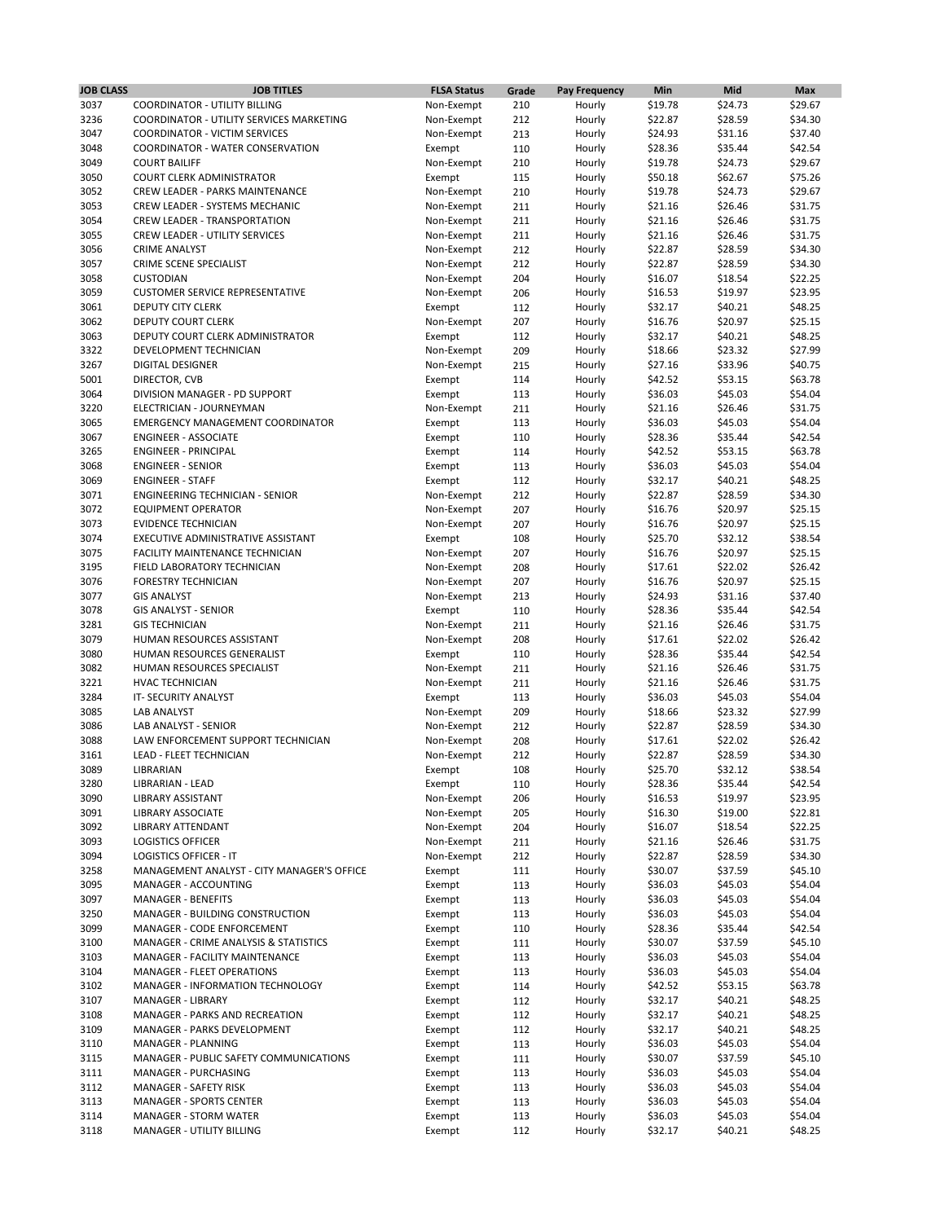| JOB CLASS | JOB TITLES | FLSA Status | Grade | Pay Frequency | Min | Mid | Max |
|---|---|---|---|---|---|---|---|
| 3037 | COORDINATOR - UTILITY BILLING | Non-Exempt | 210 | Hourly | $19.78 | $24.73 | $29.67 |
| 3236 | COORDINATOR - UTILITY SERVICES MARKETING | Non-Exempt | 212 | Hourly | $22.87 | $28.59 | $34.30 |
| 3047 | COORDINATOR - VICTIM SERVICES | Non-Exempt | 213 | Hourly | $24.93 | $31.16 | $37.40 |
| 3048 | COORDINATOR - WATER CONSERVATION | Exempt | 110 | Hourly | $28.36 | $35.44 | $42.54 |
| 3049 | COURT BAILIFF | Non-Exempt | 210 | Hourly | $19.78 | $24.73 | $29.67 |
| 3050 | COURT CLERK ADMINISTRATOR | Exempt | 115 | Hourly | $50.18 | $62.67 | $75.26 |
| 3052 | CREW LEADER - PARKS MAINTENANCE | Non-Exempt | 210 | Hourly | $19.78 | $24.73 | $29.67 |
| 3053 | CREW LEADER - SYSTEMS MECHANIC | Non-Exempt | 211 | Hourly | $21.16 | $26.46 | $31.75 |
| 3054 | CREW LEADER - TRANSPORTATION | Non-Exempt | 211 | Hourly | $21.16 | $26.46 | $31.75 |
| 3055 | CREW LEADER - UTILITY SERVICES | Non-Exempt | 211 | Hourly | $21.16 | $26.46 | $31.75 |
| 3056 | CRIME ANALYST | Non-Exempt | 212 | Hourly | $22.87 | $28.59 | $34.30 |
| 3057 | CRIME SCENE SPECIALIST | Non-Exempt | 212 | Hourly | $22.87 | $28.59 | $34.30 |
| 3058 | CUSTODIAN | Non-Exempt | 204 | Hourly | $16.07 | $18.54 | $22.25 |
| 3059 | CUSTOMER SERVICE REPRESENTATIVE | Non-Exempt | 206 | Hourly | $16.53 | $19.97 | $23.95 |
| 3061 | DEPUTY CITY CLERK | Exempt | 112 | Hourly | $32.17 | $40.21 | $48.25 |
| 3062 | DEPUTY COURT CLERK | Non-Exempt | 207 | Hourly | $16.76 | $20.97 | $25.15 |
| 3063 | DEPUTY COURT CLERK ADMINISTRATOR | Exempt | 112 | Hourly | $32.17 | $40.21 | $48.25 |
| 3322 | DEVELOPMENT TECHNICIAN | Non-Exempt | 209 | Hourly | $18.66 | $23.32 | $27.99 |
| 3267 | DIGITAL DESIGNER | Non-Exempt | 215 | Hourly | $27.16 | $33.96 | $40.75 |
| 5001 | DIRECTOR, CVB | Exempt | 114 | Hourly | $42.52 | $53.15 | $63.78 |
| 3064 | DIVISION MANAGER - PD SUPPORT | Exempt | 113 | Hourly | $36.03 | $45.03 | $54.04 |
| 3220 | ELECTRICIAN - JOURNEYMAN | Non-Exempt | 211 | Hourly | $21.16 | $26.46 | $31.75 |
| 3065 | EMERGENCY MANAGEMENT COORDINATOR | Exempt | 113 | Hourly | $36.03 | $45.03 | $54.04 |
| 3067 | ENGINEER - ASSOCIATE | Exempt | 110 | Hourly | $28.36 | $35.44 | $42.54 |
| 3265 | ENGINEER - PRINCIPAL | Exempt | 114 | Hourly | $42.52 | $53.15 | $63.78 |
| 3068 | ENGINEER - SENIOR | Exempt | 113 | Hourly | $36.03 | $45.03 | $54.04 |
| 3069 | ENGINEER - STAFF | Exempt | 112 | Hourly | $32.17 | $40.21 | $48.25 |
| 3071 | ENGINEERING TECHNICIAN - SENIOR | Non-Exempt | 212 | Hourly | $22.87 | $28.59 | $34.30 |
| 3072 | EQUIPMENT OPERATOR | Non-Exempt | 207 | Hourly | $16.76 | $20.97 | $25.15 |
| 3073 | EVIDENCE TECHNICIAN | Non-Exempt | 207 | Hourly | $16.76 | $20.97 | $25.15 |
| 3074 | EXECUTIVE ADMINISTRATIVE ASSISTANT | Exempt | 108 | Hourly | $25.70 | $32.12 | $38.54 |
| 3075 | FACILITY MAINTENANCE TECHNICIAN | Non-Exempt | 207 | Hourly | $16.76 | $20.97 | $25.15 |
| 3195 | FIELD LABORATORY TECHNICIAN | Non-Exempt | 208 | Hourly | $17.61 | $22.02 | $26.42 |
| 3076 | FORESTRY TECHNICIAN | Non-Exempt | 207 | Hourly | $16.76 | $20.97 | $25.15 |
| 3077 | GIS ANALYST | Non-Exempt | 213 | Hourly | $24.93 | $31.16 | $37.40 |
| 3078 | GIS ANALYST - SENIOR | Exempt | 110 | Hourly | $28.36 | $35.44 | $42.54 |
| 3281 | GIS TECHNICIAN | Non-Exempt | 211 | Hourly | $21.16 | $26.46 | $31.75 |
| 3079 | HUMAN RESOURCES ASSISTANT | Non-Exempt | 208 | Hourly | $17.61 | $22.02 | $26.42 |
| 3080 | HUMAN RESOURCES GENERALIST | Exempt | 110 | Hourly | $28.36 | $35.44 | $42.54 |
| 3082 | HUMAN RESOURCES SPECIALIST | Non-Exempt | 211 | Hourly | $21.16 | $26.46 | $31.75 |
| 3221 | HVAC TECHNICIAN | Non-Exempt | 211 | Hourly | $21.16 | $26.46 | $31.75 |
| 3284 | IT- SECURITY ANALYST | Exempt | 113 | Hourly | $36.03 | $45.03 | $54.04 |
| 3085 | LAB ANALYST | Non-Exempt | 209 | Hourly | $18.66 | $23.32 | $27.99 |
| 3086 | LAB ANALYST - SENIOR | Non-Exempt | 212 | Hourly | $22.87 | $28.59 | $34.30 |
| 3088 | LAW ENFORCEMENT SUPPORT TECHNICIAN | Non-Exempt | 208 | Hourly | $17.61 | $22.02 | $26.42 |
| 3161 | LEAD - FLEET TECHNICIAN | Non-Exempt | 212 | Hourly | $22.87 | $28.59 | $34.30 |
| 3089 | LIBRARIAN | Exempt | 108 | Hourly | $25.70 | $32.12 | $38.54 |
| 3280 | LIBRARIAN - LEAD | Exempt | 110 | Hourly | $28.36 | $35.44 | $42.54 |
| 3090 | LIBRARY ASSISTANT | Non-Exempt | 206 | Hourly | $16.53 | $19.97 | $23.95 |
| 3091 | LIBRARY ASSOCIATE | Non-Exempt | 205 | Hourly | $16.30 | $19.00 | $22.81 |
| 3092 | LIBRARY ATTENDANT | Non-Exempt | 204 | Hourly | $16.07 | $18.54 | $22.25 |
| 3093 | LOGISTICS OFFICER | Non-Exempt | 211 | Hourly | $21.16 | $26.46 | $31.75 |
| 3094 | LOGISTICS OFFICER - IT | Non-Exempt | 212 | Hourly | $22.87 | $28.59 | $34.30 |
| 3258 | MANAGEMENT ANALYST - CITY MANAGER'S OFFICE | Exempt | 111 | Hourly | $30.07 | $37.59 | $45.10 |
| 3095 | MANAGER - ACCOUNTING | Exempt | 113 | Hourly | $36.03 | $45.03 | $54.04 |
| 3097 | MANAGER - BENEFITS | Exempt | 113 | Hourly | $36.03 | $45.03 | $54.04 |
| 3250 | MANAGER - BUILDING CONSTRUCTION | Exempt | 113 | Hourly | $36.03 | $45.03 | $54.04 |
| 3099 | MANAGER - CODE ENFORCEMENT | Exempt | 110 | Hourly | $28.36 | $35.44 | $42.54 |
| 3100 | MANAGER - CRIME ANALYSIS & STATISTICS | Exempt | 111 | Hourly | $30.07 | $37.59 | $45.10 |
| 3103 | MANAGER - FACILITY MAINTENANCE | Exempt | 113 | Hourly | $36.03 | $45.03 | $54.04 |
| 3104 | MANAGER - FLEET OPERATIONS | Exempt | 113 | Hourly | $36.03 | $45.03 | $54.04 |
| 3102 | MANAGER - INFORMATION TECHNOLOGY | Exempt | 114 | Hourly | $42.52 | $53.15 | $63.78 |
| 3107 | MANAGER - LIBRARY | Exempt | 112 | Hourly | $32.17 | $40.21 | $48.25 |
| 3108 | MANAGER - PARKS AND RECREATION | Exempt | 112 | Hourly | $32.17 | $40.21 | $48.25 |
| 3109 | MANAGER - PARKS DEVELOPMENT | Exempt | 112 | Hourly | $32.17 | $40.21 | $48.25 |
| 3110 | MANAGER - PLANNING | Exempt | 113 | Hourly | $36.03 | $45.03 | $54.04 |
| 3115 | MANAGER - PUBLIC SAFETY COMMUNICATIONS | Exempt | 111 | Hourly | $30.07 | $37.59 | $45.10 |
| 3111 | MANAGER - PURCHASING | Exempt | 113 | Hourly | $36.03 | $45.03 | $54.04 |
| 3112 | MANAGER - SAFETY RISK | Exempt | 113 | Hourly | $36.03 | $45.03 | $54.04 |
| 3113 | MANAGER - SPORTS CENTER | Exempt | 113 | Hourly | $36.03 | $45.03 | $54.04 |
| 3114 | MANAGER - STORM WATER | Exempt | 113 | Hourly | $36.03 | $45.03 | $54.04 |
| 3118 | MANAGER - UTILITY BILLING | Exempt | 112 | Hourly | $32.17 | $40.21 | $48.25 |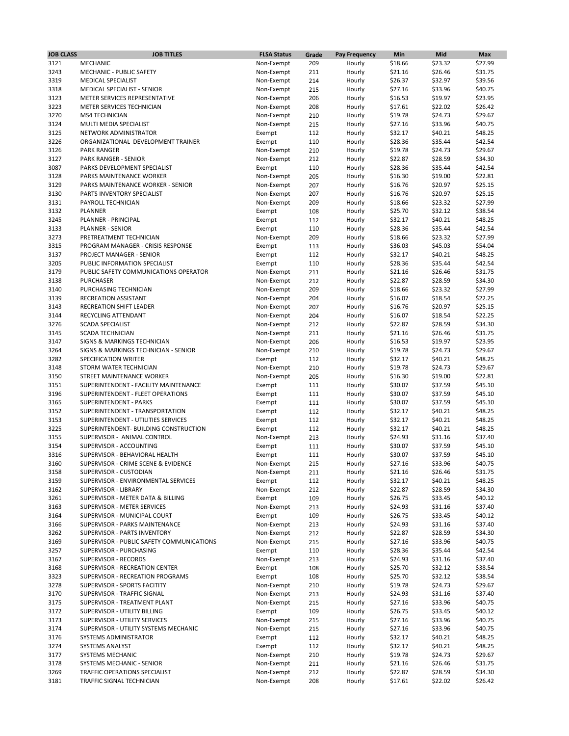| JOB CLASS | JOB TITLES | FLSA Status | Grade | Pay Frequency | Min | Mid | Max |
|---|---|---|---|---|---|---|---|
| 3121 | MECHANIC | Non-Exempt | 209 | Hourly | $18.66 | $23.32 | $27.99 |
| 3243 | MECHANIC - PUBLIC SAFETY | Non-Exempt | 211 | Hourly | $21.16 | $26.46 | $31.75 |
| 3319 | MEDICAL SPECIALIST | Non-Exempt | 214 | Hourly | $26.37 | $32.97 | $39.56 |
| 3318 | MEDICAL SPECIALIST - SENIOR | Non-Exempt | 215 | Hourly | $27.16 | $33.96 | $40.75 |
| 3123 | METER SERVICES REPRESENTATIVE | Non-Exempt | 206 | Hourly | $16.53 | $19.97 | $23.95 |
| 3223 | METER SERVICES TECHNICIAN | Non-Exempt | 208 | Hourly | $17.61 | $22.02 | $26.42 |
| 3270 | MS4 TECHNICIAN | Non-Exempt | 210 | Hourly | $19.78 | $24.73 | $29.67 |
| 3124 | MULTI MEDIA SPECIALIST | Non-Exempt | 215 | Hourly | $27.16 | $33.96 | $40.75 |
| 3125 | NETWORK ADMINISTRATOR | Exempt | 112 | Hourly | $32.17 | $40.21 | $48.25 |
| 3226 | ORGANIZATIONAL DEVELOPMENT TRAINER | Exempt | 110 | Hourly | $28.36 | $35.44 | $42.54 |
| 3126 | PARK RANGER | Non-Exempt | 210 | Hourly | $19.78 | $24.73 | $29.67 |
| 3127 | PARK RANGER - SENIOR | Non-Exempt | 212 | Hourly | $22.87 | $28.59 | $34.30 |
| 3087 | PARKS DEVELOPMENT SPECIALIST | Exempt | 110 | Hourly | $28.36 | $35.44 | $42.54 |
| 3128 | PARKS MAINTENANCE WORKER | Non-Exempt | 205 | Hourly | $16.30 | $19.00 | $22.81 |
| 3129 | PARKS MAINTENANCE WORKER - SENIOR | Non-Exempt | 207 | Hourly | $16.76 | $20.97 | $25.15 |
| 3130 | PARTS INVENTORY SPECIALIST | Non-Exempt | 207 | Hourly | $16.76 | $20.97 | $25.15 |
| 3131 | PAYROLL TECHNICIAN | Non-Exempt | 209 | Hourly | $18.66 | $23.32 | $27.99 |
| 3132 | PLANNER | Exempt | 108 | Hourly | $25.70 | $32.12 | $38.54 |
| 3245 | PLANNER - PRINCIPAL | Exempt | 112 | Hourly | $32.17 | $40.21 | $48.25 |
| 3133 | PLANNER - SENIOR | Exempt | 110 | Hourly | $28.36 | $35.44 | $42.54 |
| 3273 | PRETREATMENT TECHNICIAN | Non-Exempt | 209 | Hourly | $18.66 | $23.32 | $27.99 |
| 3315 | PROGRAM MANAGER - CRISIS RESPONSE | Exempt | 113 | Hourly | $36.03 | $45.03 | $54.04 |
| 3137 | PROJECT MANAGER - SENIOR | Exempt | 112 | Hourly | $32.17 | $40.21 | $48.25 |
| 3205 | PUBLIC INFORMATION SPECIALIST | Exempt | 110 | Hourly | $28.36 | $35.44 | $42.54 |
| 3179 | PUBLIC SAFETY COMMUNICATIONS OPERATOR | Non-Exempt | 211 | Hourly | $21.16 | $26.46 | $31.75 |
| 3138 | PURCHASER | Non-Exempt | 212 | Hourly | $22.87 | $28.59 | $34.30 |
| 3140 | PURCHASING TECHNICIAN | Non-Exempt | 209 | Hourly | $18.66 | $23.32 | $27.99 |
| 3139 | RECREATION ASSISTANT | Non-Exempt | 204 | Hourly | $16.07 | $18.54 | $22.25 |
| 3143 | RECREATION SHIFT LEADER | Non-Exempt | 207 | Hourly | $16.76 | $20.97 | $25.15 |
| 3144 | RECYCLING ATTENDANT | Non-Exempt | 204 | Hourly | $16.07 | $18.54 | $22.25 |
| 3276 | SCADA SPECIALIST | Non-Exempt | 212 | Hourly | $22.87 | $28.59 | $34.30 |
| 3145 | SCADA TECHNICIAN | Non-Exempt | 211 | Hourly | $21.16 | $26.46 | $31.75 |
| 3147 | SIGNS & MARKINGS TECHNICIAN | Non-Exempt | 206 | Hourly | $16.53 | $19.97 | $23.95 |
| 3264 | SIGNS & MARKINGS TECHNICIAN - SENIOR | Non-Exempt | 210 | Hourly | $19.78 | $24.73 | $29.67 |
| 3282 | SPECIFICATION WRITER | Exempt | 112 | Hourly | $32.17 | $40.21 | $48.25 |
| 3148 | STORM WATER TECHNICIAN | Non-Exempt | 210 | Hourly | $19.78 | $24.73 | $29.67 |
| 3150 | STREET MAINTENANCE WORKER | Non-Exempt | 205 | Hourly | $16.30 | $19.00 | $22.81 |
| 3151 | SUPERINTENDENT - FACILITY MAINTENANCE | Exempt | 111 | Hourly | $30.07 | $37.59 | $45.10 |
| 3196 | SUPERINTENDENT - FLEET OPERATIONS | Exempt | 111 | Hourly | $30.07 | $37.59 | $45.10 |
| 3165 | SUPERINTENDENT - PARKS | Exempt | 111 | Hourly | $30.07 | $37.59 | $45.10 |
| 3152 | SUPERINTENDENT - TRANSPORTATION | Exempt | 112 | Hourly | $32.17 | $40.21 | $48.25 |
| 3153 | SUPERINTENDENT - UTILITIES SERVICES | Exempt | 112 | Hourly | $32.17 | $40.21 | $48.25 |
| 3225 | SUPERINTENDENT- BUILDING CONSTRUCTION | Exempt | 112 | Hourly | $32.17 | $40.21 | $48.25 |
| 3155 | SUPERVISOR - ANIMAL CONTROL | Non-Exempt | 213 | Hourly | $24.93 | $31.16 | $37.40 |
| 3154 | SUPERVISOR - ACCOUNTING | Exempt | 111 | Hourly | $30.07 | $37.59 | $45.10 |
| 3316 | SUPERVISOR - BEHAVIORAL HEALTH | Exempt | 111 | Hourly | $30.07 | $37.59 | $45.10 |
| 3160 | SUPERVISOR - CRIME SCENE & EVIDENCE | Non-Exempt | 215 | Hourly | $27.16 | $33.96 | $40.75 |
| 3158 | SUPERVISOR - CUSTODIAN | Non-Exempt | 211 | Hourly | $21.16 | $26.46 | $31.75 |
| 3159 | SUPERVISOR - ENVIRONMENTAL SERVICES | Exempt | 112 | Hourly | $32.17 | $40.21 | $48.25 |
| 3162 | SUPERVISOR - LIBRARY | Non-Exempt | 212 | Hourly | $22.87 | $28.59 | $34.30 |
| 3261 | SUPERVISOR - METER DATA & BILLING | Exempt | 109 | Hourly | $26.75 | $33.45 | $40.12 |
| 3163 | SUPERVISOR - METER SERVICES | Non-Exempt | 213 | Hourly | $24.93 | $31.16 | $37.40 |
| 3164 | SUPERVISOR - MUNICIPAL COURT | Exempt | 109 | Hourly | $26.75 | $33.45 | $40.12 |
| 3166 | SUPERVISOR - PARKS MAINTENANCE | Non-Exempt | 213 | Hourly | $24.93 | $31.16 | $37.40 |
| 3262 | SUPERVISOR - PARTS INVENTORY | Non-Exempt | 212 | Hourly | $22.87 | $28.59 | $34.30 |
| 3169 | SUPERVISOR - PUBLIC SAFETY COMMUNICATIONS | Non-Exempt | 215 | Hourly | $27.16 | $33.96 | $40.75 |
| 3257 | SUPERVISOR - PURCHASING | Exempt | 110 | Hourly | $28.36 | $35.44 | $42.54 |
| 3167 | SUPERVISOR - RECORDS | Non-Exempt | 213 | Hourly | $24.93 | $31.16 | $37.40 |
| 3168 | SUPERVISOR - RECREATION CENTER | Exempt | 108 | Hourly | $25.70 | $32.12 | $38.54 |
| 3323 | SUPERVISOR - RECREATION PROGRAMS | Exempt | 108 | Hourly | $25.70 | $32.12 | $38.54 |
| 3278 | SUPERVISOR - SPORTS FACITITY | Non-Exempt | 210 | Hourly | $19.78 | $24.73 | $29.67 |
| 3170 | SUPERVISOR - TRAFFIC SIGNAL | Non-Exempt | 213 | Hourly | $24.93 | $31.16 | $37.40 |
| 3175 | SUPERVISOR - TREATMENT PLANT | Non-Exempt | 215 | Hourly | $27.16 | $33.96 | $40.75 |
| 3172 | SUPERVISOR - UTILITY BILLING | Exempt | 109 | Hourly | $26.75 | $33.45 | $40.12 |
| 3173 | SUPERVISOR - UTILITY SERVICES | Non-Exempt | 215 | Hourly | $27.16 | $33.96 | $40.75 |
| 3174 | SUPERVISOR - UTILITY SYSTEMS MECHANIC | Non-Exempt | 215 | Hourly | $27.16 | $33.96 | $40.75 |
| 3176 | SYSTEMS ADMINISTRATOR | Exempt | 112 | Hourly | $32.17 | $40.21 | $48.25 |
| 3274 | SYSTEMS ANALYST | Exempt | 112 | Hourly | $32.17 | $40.21 | $48.25 |
| 3177 | SYSTEMS MECHANIC | Non-Exempt | 210 | Hourly | $19.78 | $24.73 | $29.67 |
| 3178 | SYSTEMS MECHANIC - SENIOR | Non-Exempt | 211 | Hourly | $21.16 | $26.46 | $31.75 |
| 3269 | TRAFFIC OPERATIONS SPECIALIST | Non-Exempt | 212 | Hourly | $22.87 | $28.59 | $34.30 |
| 3181 | TRAFFIC SIGNAL TECHNICIAN | Non-Exempt | 208 | Hourly | $17.61 | $22.02 | $26.42 |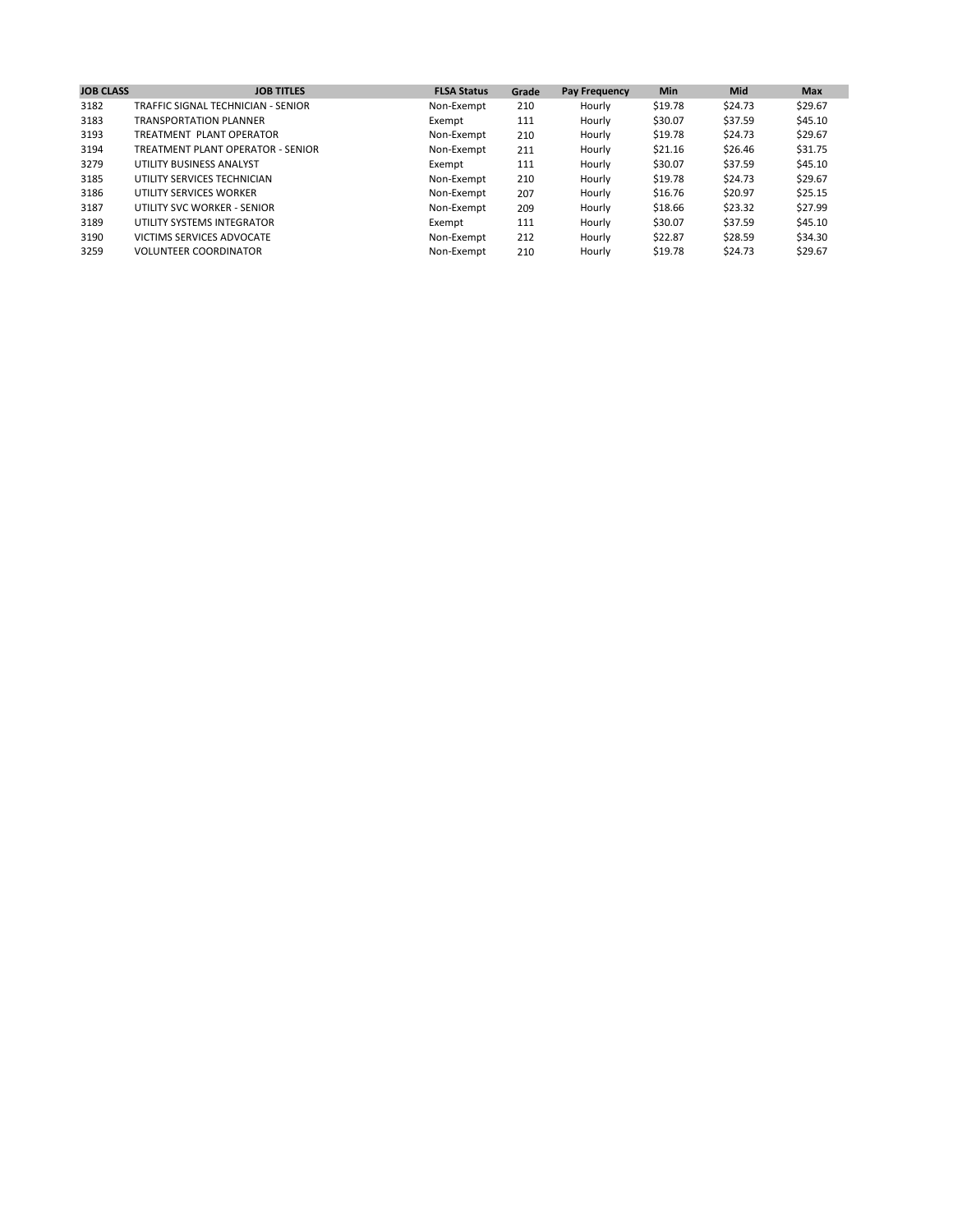| JOB CLASS | JOB TITLES | FLSA Status | Grade | Pay Frequency | Min | Mid | Max |
|---|---|---|---|---|---|---|---|
| 3182 | TRAFFIC SIGNAL TECHNICIAN - SENIOR | Non-Exempt | 210 | Hourly | $19.78 | $24.73 | $29.67 |
| 3183 | TRANSPORTATION PLANNER | Exempt | 111 | Hourly | $30.07 | $37.59 | $45.10 |
| 3193 | TREATMENT PLANT OPERATOR | Non-Exempt | 210 | Hourly | $19.78 | $24.73 | $29.67 |
| 3194 | TREATMENT PLANT OPERATOR - SENIOR | Non-Exempt | 211 | Hourly | $21.16 | $26.46 | $31.75 |
| 3279 | UTILITY BUSINESS ANALYST | Exempt | 111 | Hourly | $30.07 | $37.59 | $45.10 |
| 3185 | UTILITY SERVICES TECHNICIAN | Non-Exempt | 210 | Hourly | $19.78 | $24.73 | $29.67 |
| 3186 | UTILITY SERVICES WORKER | Non-Exempt | 207 | Hourly | $16.76 | $20.97 | $25.15 |
| 3187 | UTILITY SVC WORKER - SENIOR | Non-Exempt | 209 | Hourly | $18.66 | $23.32 | $27.99 |
| 3189 | UTILITY SYSTEMS INTEGRATOR | Exempt | 111 | Hourly | $30.07 | $37.59 | $45.10 |
| 3190 | VICTIMS SERVICES ADVOCATE | Non-Exempt | 212 | Hourly | $22.87 | $28.59 | $34.30 |
| 3259 | VOLUNTEER COORDINATOR | Non-Exempt | 210 | Hourly | $19.78 | $24.73 | $29.67 |